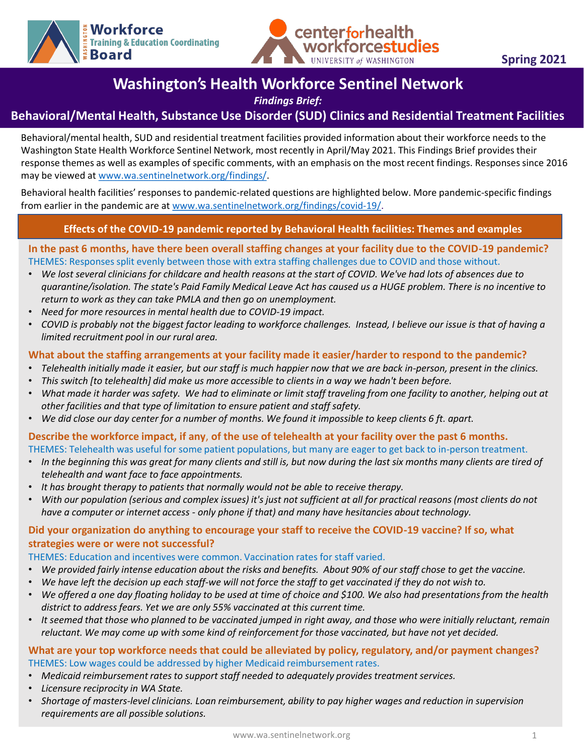Spring 2021

# Washington's Health Workforce Sentinel Network

*Findings Brief:*

## Behavioral/Mental Health, Substance Use Disorder (SUD) Clinics and Residential Treatment Facilities

Behavioral/mental health, SUD and residential treatment facilities provided information about their workforce needs to the Washington State Health Workforce Sentinel Network, most recently in April/May 2021. This Findings Brief provides their response themes as well as examples of specific comments, with an emphasis on the most recent findings. Responses since 2016 may be viewed at www.wa.sentinelnetwork.org/findings/.

Behavioral health facilities' responses to pandemic-related questions are highlighted below. More pandemic-specific findings from earlier in the pandemic are at www.wa.sentinelnetwork.org/findings/covid-19/.

### Effects of the COVID-19 pandemic reported by Behavioral Health facilities: Themes and examples

**In the past 6 months, have there been overall staffing changes at your facility due to the COVID-19 pandemic?**

THEMES: Responses split evenly between those with extra staffing challenges due to COVID and those without.

- *We lost several clinicians for childcare and health reasons at the start of COVID. We've had lots of absences due to quarantine/isolation. The state's Paid Family Medical Leave Act has caused us a HUGE problem. There is no incentive to return to work as they can take PMLA and then go on unemployment.*
- *Need for more resources in mental health due to COVID-19 impact.*
- *COVID is probably not the biggest factor leading to workforce challenges. Instead, I believe our issue is that of having a limited recruitment pool in our rural area.*

**What about the staffing arrangements at your facility made it easier/harder to respond to the pandemic?**

- *Telehealth initially made it easier, but our staff is much happier now that we are back in-person, present in the clinics.*
- *This switch [to telehealth] did make us more accessible to clients in a way we hadn't been before.*
- *What made it harder was safety. We had to eliminate or limit staff traveling from one facility to another, helping out at other facilities and that type of limitation to ensure patient and staff safety.*
- *We did close our day center for a number of months. We found it impossible to keep clients 6 ft. apart.*

**Describe the workforce impact, if any, of the use of telehealth at your facility over the past 6 months.**

THEMES: Telehealth was useful for some patient populations, but many are eager to get back to in-person treatment.

- *In the beginning this was great for many clients and still is, but now during the last six months many clients are tired of telehealth and want face to face appointments.*
- *It has brought therapy to patients that normally would not be able to receive therapy.*
- *With our population (serious and complex issues) it's just not sufficient at all for practical reasons (most clients do not have a computer or internet access - only phone if that) and many have hesitancies about technology.*

**Did your organization do anything to encourage your staff to receive the COVID-19 vaccine? If so, what strategies were or were not successful?**

THEMES: Education and incentives were common. Vaccination rates for staff varied.

- *We provided fairly intense education about the risks and benefits. About 90% of our staff chose to get the vaccine.*
- *We have left the decision up each staff-we will not force the staff to get vaccinated if they do not wish to.*
- *We offered a one day floating holiday to be used at time of choice and $100. We also had presentations from the health district to address fears. Yet we are only 55% vaccinated at this current time.*
- *It seemed that those who planned to be vaccinated jumped in right away, and those who were initially reluctant, remain reluctant. We may come up with some kind of reinforcement for those vaccinated, but have not yet decided.*

**What are your top workforce needs that could be alleviated by policy, regulatory, and/or payment changes?**

THEMES: Low wages could be addressed by higher Medicaid reimbursement rates.

- *Medicaid reimbursement rates to support staff needed to adequately provides treatment services.*
- *Licensure reciprocity in WA State.*
- *Shortage of masters-level clinicians. Loan reimbursement, ability to pay higher wages and reduction in supervision requirements are all possible solutions.*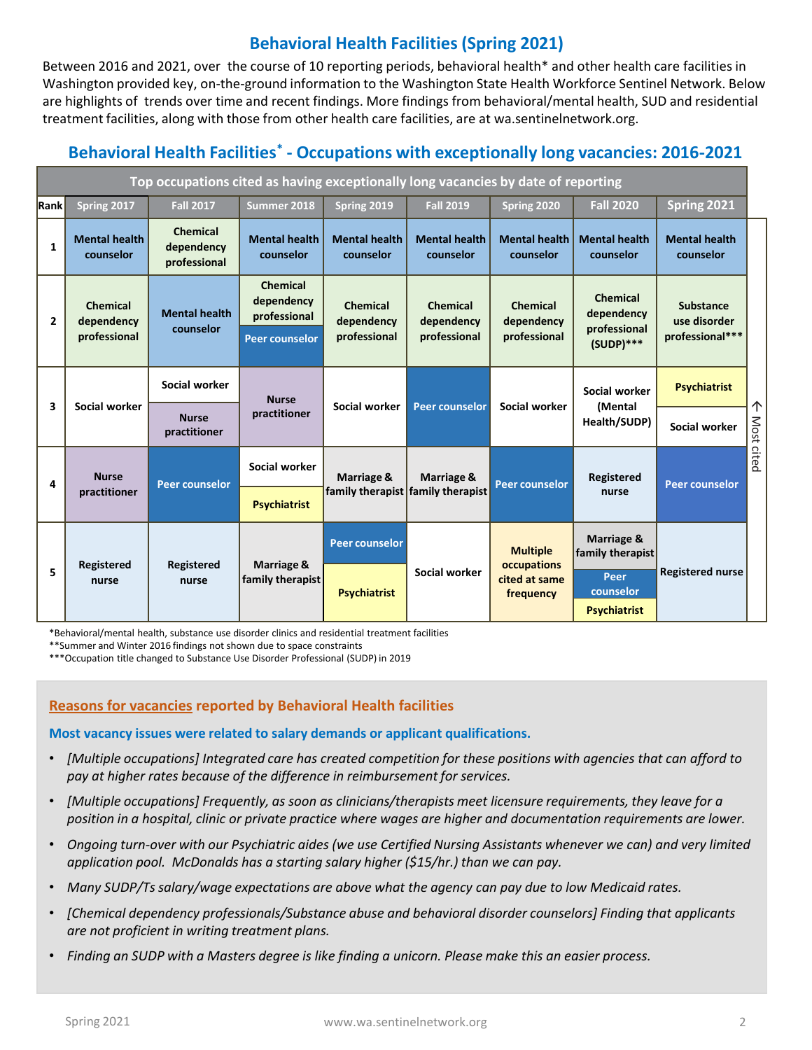# Behavioral Health Facilities (Spring 2021)

Between 2016 and 2021, over the course of 10 reporting periods, behavioral health* and other health care facilities in Washington provided key, on-the-ground information to the Washington State Health Workforce Sentinel Network. Below are highlights of trends over time and recent findings. More findings from behavioral/mental health, SUD and residential treatment facilities, along with those from other health care facilities, are at wa.sentinelnetwork.org.

## Behavioral Health Facilities* - Occupations with exceptionally long vacancies: 2016-2021

**Top occupations cited as having exceptionally long vacancies by date of reporting**

| Rank | Spring 2017 | Fall 2017 | Summer 2018 | Spring 2019 | Fall 2019 | Spring 2020 | Fall 2020 | Spring 2021 |
|---|---|---|---|---|---|---|---|---|
| 1 | Mental health counselor | Chemical dependency professional | Mental health counselor | Mental health counselor | Mental health counselor | Mental health counselor | Mental health counselor | Mental health counselor |
| 2 | Chemical dependency professional | Mental health counselor | Chemical dependency professional; Peer counselor | Chemical dependency professional | Chemical dependency professional | Chemical dependency professional | Chemical dependency professional (SUDP)*** | Substance use disorder professional*** |
| 3 | Social worker | Social worker; Nurse practitioner | Nurse practitioner | Social worker | Peer counselor | Social worker | Social worker (Mental Health/SUDP) | Psychiatrist; Social worker |
| 4 | Nurse practitioner | Peer counselor | Social worker; Psychiatrist | Marriage & family therapist | Marriage & family therapist | Peer counselor | Registered nurse | Peer counselor |
| 5 | Registered nurse | Registered nurse | Marriage & family therapist | Peer counselor; Psychiatrist | Social worker | Multiple occupations cited at same frequency | Marriage & family therapist; Peer counselor; Psychiatrist | Registered nurse |

← Most cited

*Behavioral/mental health, substance use disorder clinics and residential treatment facilities
**Summer and Winter 2016 findings not shown due to space constraints
***Occupation title changed to Substance Use Disorder Professional (SUDP) in 2019

### Reasons for vacancies reported by Behavioral Health facilities

**Most vacancy issues were related to salary demands or applicant qualifications.**

- *[Multiple occupations] Integrated care has created competition for these positions with agencies that can afford to pay at higher rates because of the difference in reimbursement for services.*
- *[Multiple occupations] Frequently, as soon as clinicians/therapists meet licensure requirements, they leave for a position in a hospital, clinic or private practice where wages are higher and documentation requirements are lower.*
- *Ongoing turn-over with our Psychiatric aides (we use Certified Nursing Assistants whenever we can) and very limited application pool. McDonalds has a starting salary higher ($15/hr.) than we can pay.*
- *Many SUDP/Ts salary/wage expectations are above what the agency can pay due to low Medicaid rates.*
- *[Chemical dependency professionals/Substance abuse and behavioral disorder counselors] Finding that applicants are not proficient in writing treatment plans.*
- *Finding an SUDP with a Masters degree is like finding a unicorn. Please make this an easier process.*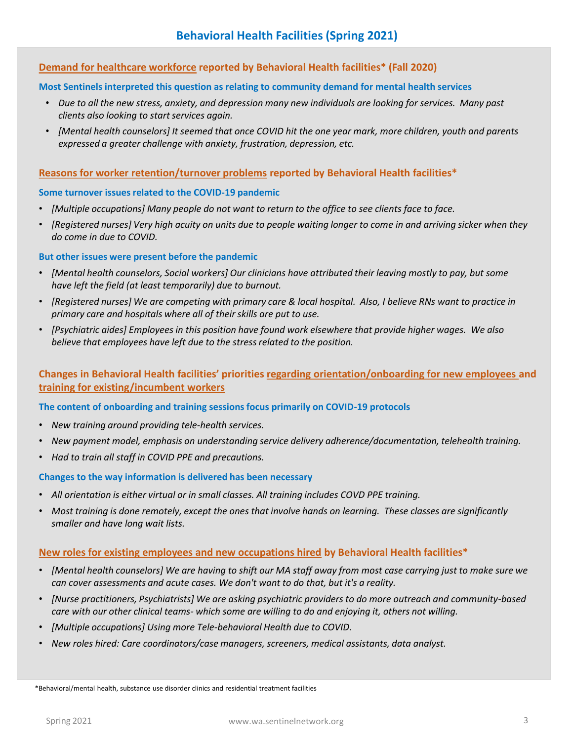# Behavioral Health Facilities (Spring 2021)

## Demand for healthcare workforce reported by Behavioral Health facilities* (Fall 2020)

**Most Sentinels interpreted this question as relating to community demand for mental health services**

- *Due to all the new stress, anxiety, and depression many new individuals are looking for services. Many past clients also looking to start services again.*
- *[Mental health counselors] It seemed that once COVID hit the one year mark, more children, youth and parents expressed a greater challenge with anxiety, frustration, depression, etc.*

## Reasons for worker retention/turnover problems reported by Behavioral Health facilities*

**Some turnover issues related to the COVID-19 pandemic**

- *[Multiple occupations] Many people do not want to return to the office to see clients face to face.*
- *[Registered nurses] Very high acuity on units due to people waiting longer to come in and arriving sicker when they do come in due to COVID.*

**But other issues were present before the pandemic**

- *[Mental health counselors, Social workers] Our clinicians have attributed their leaving mostly to pay, but some have left the field (at least temporarily) due to burnout.*
- *[Registered nurses] We are competing with primary care & local hospital. Also, I believe RNs want to practice in primary care and hospitals where all of their skills are put to use.*
- *[Psychiatric aides] Employees in this position have found work elsewhere that provide higher wages. We also believe that employees have left due to the stress related to the position.*

## Changes in Behavioral Health facilities' priorities regarding orientation/onboarding for new employees and training for existing/incumbent workers

**The content of onboarding and training sessions focus primarily on COVID-19 protocols**

- *New training around providing tele-health services.*
- *New payment model, emphasis on understanding service delivery adherence/documentation, telehealth training.*
- *Had to train all staff in COVID PPE and precautions.*

**Changes to the way information is delivered has been necessary**

- *All orientation is either virtual or in small classes. All training includes COVD PPE training.*
- *Most training is done remotely, except the ones that involve hands on learning. These classes are significantly smaller and have long wait lists.*

## New roles for existing employees and new occupations hired by Behavioral Health facilities*

- *[Mental health counselors] We are having to shift our MA staff away from most case carrying just to make sure we can cover assessments and acute cases. We don't want to do that, but it's a reality.*
- *[Nurse practitioners, Psychiatrists] We are asking psychiatric providers to do more outreach and community-based care with our other clinical teams- which some are willing to do and enjoying it, others not willing.*
- *[Multiple occupations] Using more Tele-behavioral Health due to COVID.*
- *New roles hired: Care coordinators/case managers, screeners, medical assistants, data analyst.*

*Behavioral/mental health, substance use disorder clinics and residential treatment facilities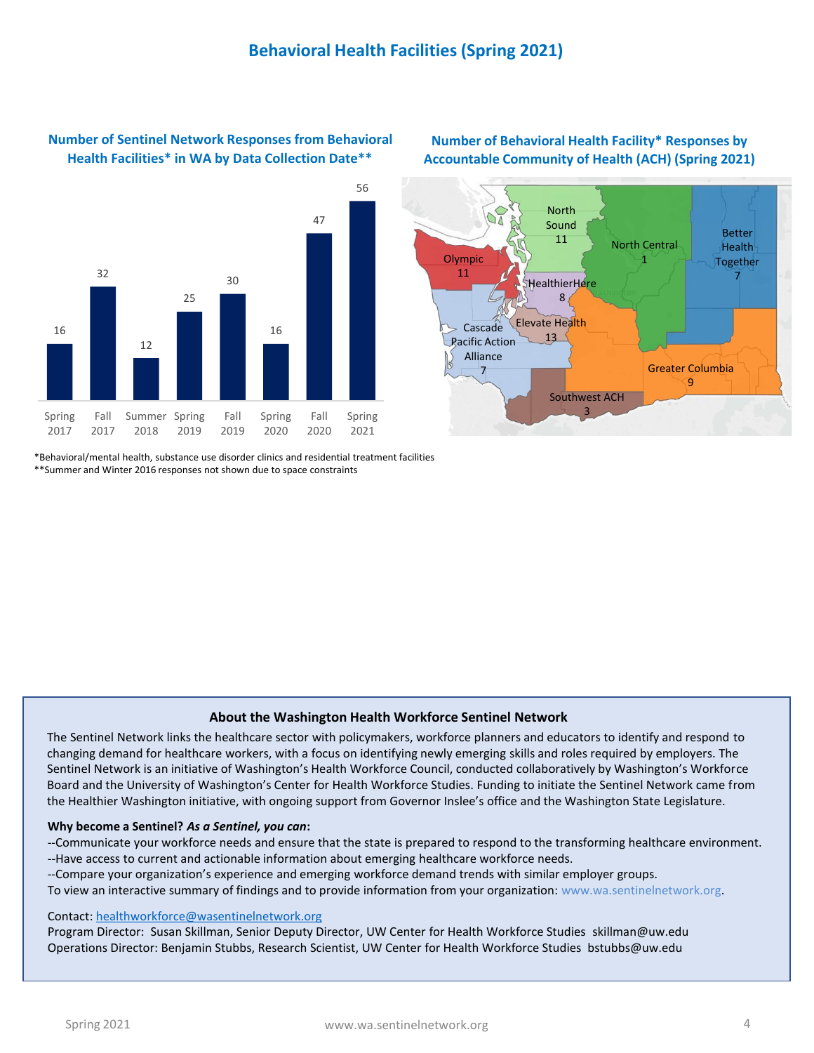# Behavioral Health Facilities (Spring 2021)

## Number of Sentinel Network Responses from Behavioral Health Facilities* in WA by Data Collection Date**

16
Spring 2017

32
Fall 2017

12
Summer 2018

25
Spring 2019

30
Fall 2019

16
Spring 2020

47
Fall 2020

56
Spring 2021

## Number of Behavioral Health Facility* Responses by Accountable Community of Health (ACH) (Spring 2021)

North Sound 11

North Central 1

Better Health Together 7

Olympic 11

HealthierHere 8

Elevate Health 13

Cascade Pacific Action Alliance 7

Greater Columbia 9

Southwest ACH 3

*Behavioral/mental health, substance use disorder clinics and residential treatment facilities

**Summer and Winter 2016 responses not shown due to space constraints

### About the Washington Health Workforce Sentinel Network

The Sentinel Network links the healthcare sector with policymakers, workforce planners and educators to identify and respond to changing demand for healthcare workers, with a focus on identifying newly emerging skills and roles required by employers. The Sentinel Network is an initiative of Washington's Health Workforce Council, conducted collaboratively by Washington's Workforce Board and the University of Washington's Center for Health Workforce Studies. Funding to initiate the Sentinel Network came from the Healthier Washington initiative, with ongoing support from Governor Inslee's office and the Washington State Legislature.

**Why become a Sentinel? *As a Sentinel, you can*:**

--Communicate your workforce needs and ensure that the state is prepared to respond to the transforming healthcare environment.
--Have access to current and actionable information about emerging healthcare workforce needs.
--Compare your organization's experience and emerging workforce demand trends with similar employer groups.
To view an interactive summary of findings and to provide information from your organization: www.wa.sentinelnetwork.org.

Contact: healthworkforce@wasentinelnetwork.org
Program Director: Susan Skillman, Senior Deputy Director, UW Center for Health Workforce Studies skillman@uw.edu
Operations Director: Benjamin Stubbs, Research Scientist, UW Center for Health Workforce Studies bstubbs@uw.edu